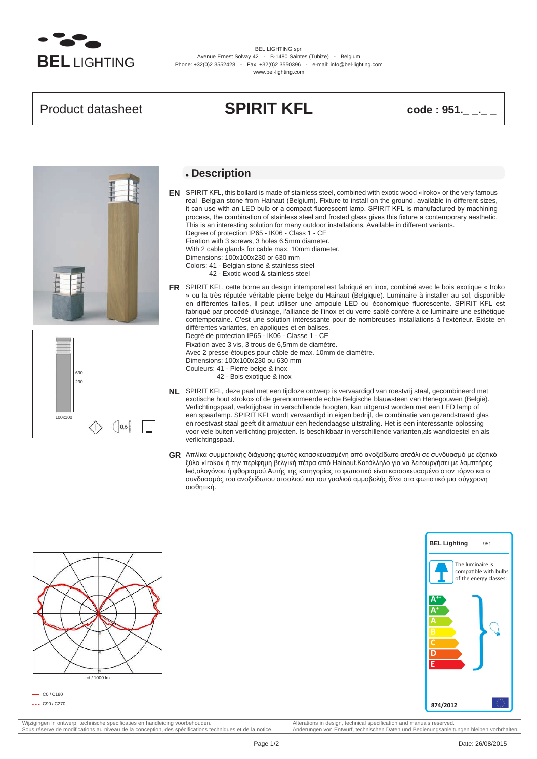**BEL LIGHTING**

BEL LIGHTING sprl
Avenue Ernest Solvay 42 - B-1480 Saintes (Tubize) - Belgium
Phone: +32(0)2 3552428 - Fax: +32(0)2 3550396 - e-mail: info@bel-lighting.com
www.bel-lighting.com

# Product datasheet — SPIRIT KFL — code : 951._ _._ _

630
230
100x100
0,5

## Description

**EN** SPIRIT KFL, this bollard is made of stainless steel, combined with exotic wood «Iroko» or the very famous real Belgian stone from Hainaut (Belgium). Fixture to install on the ground, available in different sizes, it can use with an LED bulb or a compact fluorescent lamp. SPIRIT KFL is manufactured by machining process, the combination of stainless steel and frosted glass gives this fixture a contemporary aesthetic. This is an interesting solution for many outdoor installations. Available in different variants.
Degree of protection IP65 - IK06 - Class 1 - CE
Fixation with 3 screws, 3 holes 6,5mm diameter.
With 2 cable glands for cable max. 10mm diameter.
Dimensions: 100x100x230 or 630 mm
Colors: 41 - Belgian stone & stainless steel
42 - Exotic wood & stainless steel

**FR** SPIRIT KFL, cette borne au design intemporel est fabriqué en inox, combiné avec le bois exotique « Iroko » ou la très réputée véritable pierre belge du Hainaut (Belgique). Luminaire à installer au sol, disponible en différentes tailles, il peut utiliser une ampoule LED ou économique fluorescente. SPIRIT KFL est fabriqué par procédé d'usinage, l'alliance de l'inox et du verre sablé confère à ce luminaire une esthétique contemporaine. C'est une solution intéressante pour de nombreuses installations à l'extérieur. Existe en différentes variantes, en appliques et en balises.
Degré de protection IP65 - IK06 - Classe 1 - CE
Fixation avec 3 vis, 3 trous de 6,5mm de diamètre.
Avec 2 presse-étoupes pour câble de max. 10mm de diamètre.
Dimensions: 100x100x230 ou 630 mm
Couleurs: 41 - Pierre belge & inox
42 - Bois exotique & inox

**NL** SPIRIT KFL, deze paal met een tijdloze ontwerp is vervaardigd van roestvrij staal, gecombineerd met exotische hout «Iroko» of de gerenommeerde echte Belgische blauwsteen van Henegouwen (België). Verlichtingspaal, verkrijgbaar in verschillende hoogten, kan uitgerust worden met een LED lamp of een spaarlamp. SPIRIT KFL wordt vervaardigd in eigen bedrijf, de combinatie van gezandstraald glas en roestvast staal geeft dit armatuur een hedendaagse uitstraling. Het is een interessante oplossing voor vele buiten verlichting projecten. Is beschikbaar in verschillende varianten,als wandtoestel en als verlichtingspaal.

**GR** Απλίκα συμμετρικής διάχυσης φωτός κατασκευασμένη από ανοξείδωτο ατσάλι σε συνδυασμό με εξοτικό ξύλο «Iroko» ή την περίφημη βελγική πέτρα από Hainaut.Κατάλληλο για να λειτουργήσει με λαμπτήρες led,αλογόνου ή φθορισμού.Αυτής της κατηγορίας το φωτιστικό είναι κατασκευασμένο στον τόρνο και ο συνδυασμός του ανοξείδωτου ατσαλιού και του γυαλιού αμμοβολής δίνει στο φωτιστικό μια σύγχρονη αισθητική.

cd / 1000 lm

— C0 / C180
... C90 / C270

**BEL Lighting** 951._ _._ _

The luminaire is compatible with bulbs of the energy classes:

A++
A+
A
B
C
D
E

874/2012

Wijzigingen in ontwerp, technische specificaties en handleiding voorbehouden.
Sous réserve de modifications au niveau de la conception, des spécifications techniques et de la notice.
Alterations in design, technical specification and manuals reserved.
Änderungen von Entwurf, technischen Daten und Bedienungsanleitungen bleiben vorbrhalten.

Date: 26/08/2015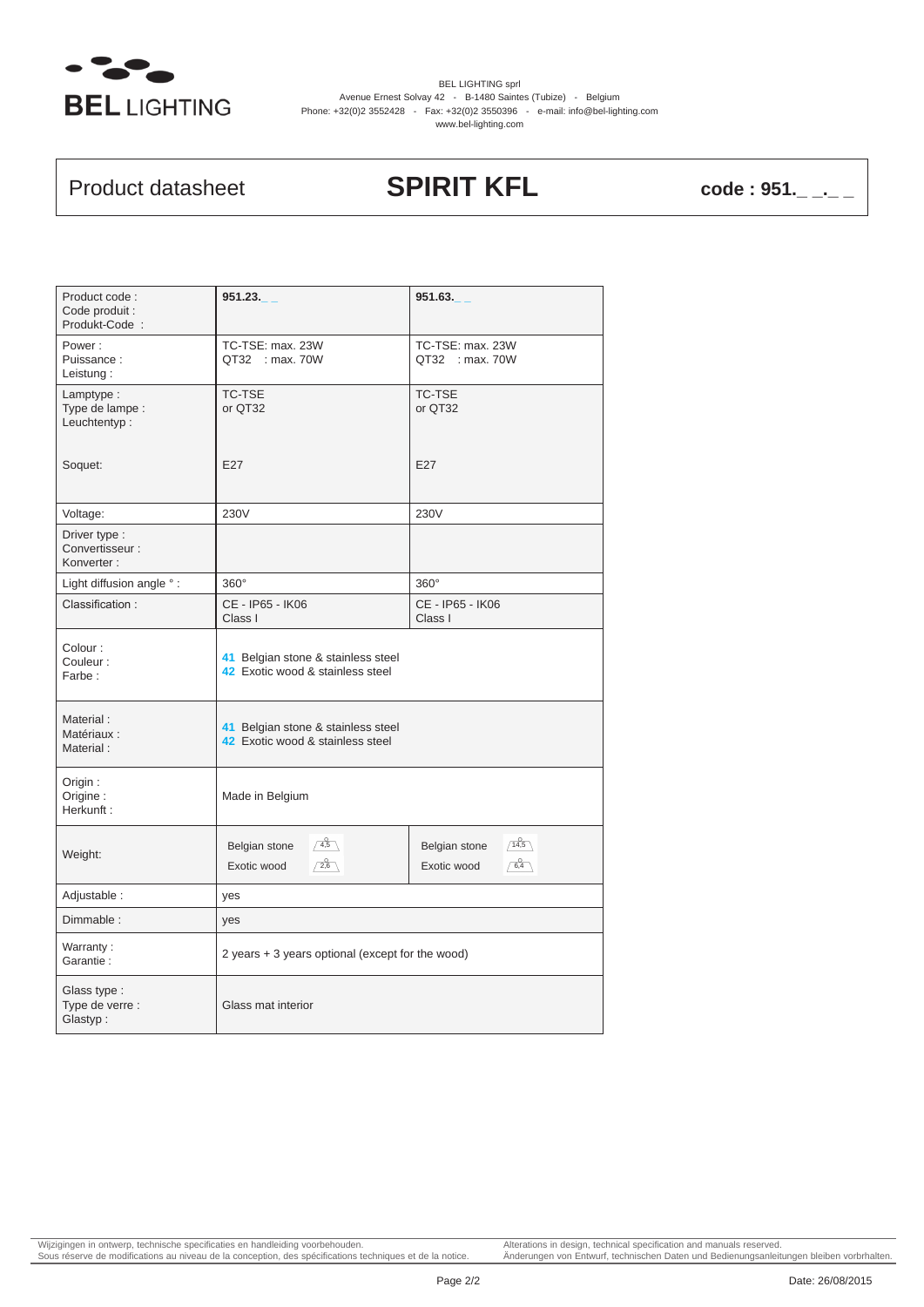BEL LIGHTING sprl
Avenue Ernest Solvay 42 - B-1480 Saintes (Tubize) - Belgium
Phone: +32(0)2 3552428 - Fax: +32(0)2 3550396 - e-mail: info@bel-lighting.com
www.bel-lighting.com

| Product datasheet | SPIRIT KFL | code : 951._ _._ _ |
|---|---|---|

| | | |
|---|---|---|
| Product code :<br>Code produit :<br>Produkt-Code : | **951.23._ _** | **951.63._ _** |
| Power :<br>Puissance :<br>Leistung : | TC-TSE: max. 23W<br>QT32 : max. 70W | TC-TSE: max. 23W<br>QT32 : max. 70W |
| Lamptype :<br>Type de lampe :<br>Leuchtentyp :<br><br>Soquet: | TC-TSE<br>or QT32<br><br>E27 | TC-TSE<br>or QT32<br><br>E27 |
| Voltage: | 230V | 230V |
| Driver type :<br>Convertisseur :<br>Konverter : | | |
| Light diffusion angle ° : | 360° | 360° |
| Classification : | CE - IP65 - IK06<br>Class I | CE - IP65 - IK06<br>Class I |
| Colour :<br>Couleur :<br>Farbe : | 41 Belgian stone & stainless steel<br>42 Exotic wood & stainless steel | |
| Material :<br>Matériaux :<br>Material : | 41 Belgian stone & stainless steel<br>42 Exotic wood & stainless steel | |
| Origin :<br>Origine :<br>Herkunft : | Made in Belgium | |
| Weight: | Belgian stone 4,5<br>Exotic wood 2,6 | Belgian stone 14,5<br>Exotic wood 6,4 |
| Adjustable : | yes | |
| Dimmable : | yes | |
| Warranty :<br>Garantie : | 2 years + 3 years optional (except for the wood) | |
| Glass type :<br>Type de verre :<br>Glastyp : | Glass mat interior | |

Wijzigingen in ontwerp, technische specificaties en handleiding voorbehouden.
Sous réserve de modifications au niveau de la conception, des spécifications techniques et de la notice.
Alterations in design, technical specification and manuals reserved.
Änderungen von Entwurf, technischen Daten und Bedienungsanleitungen bleiben vorbrhalten.

Date: 26/08/2015